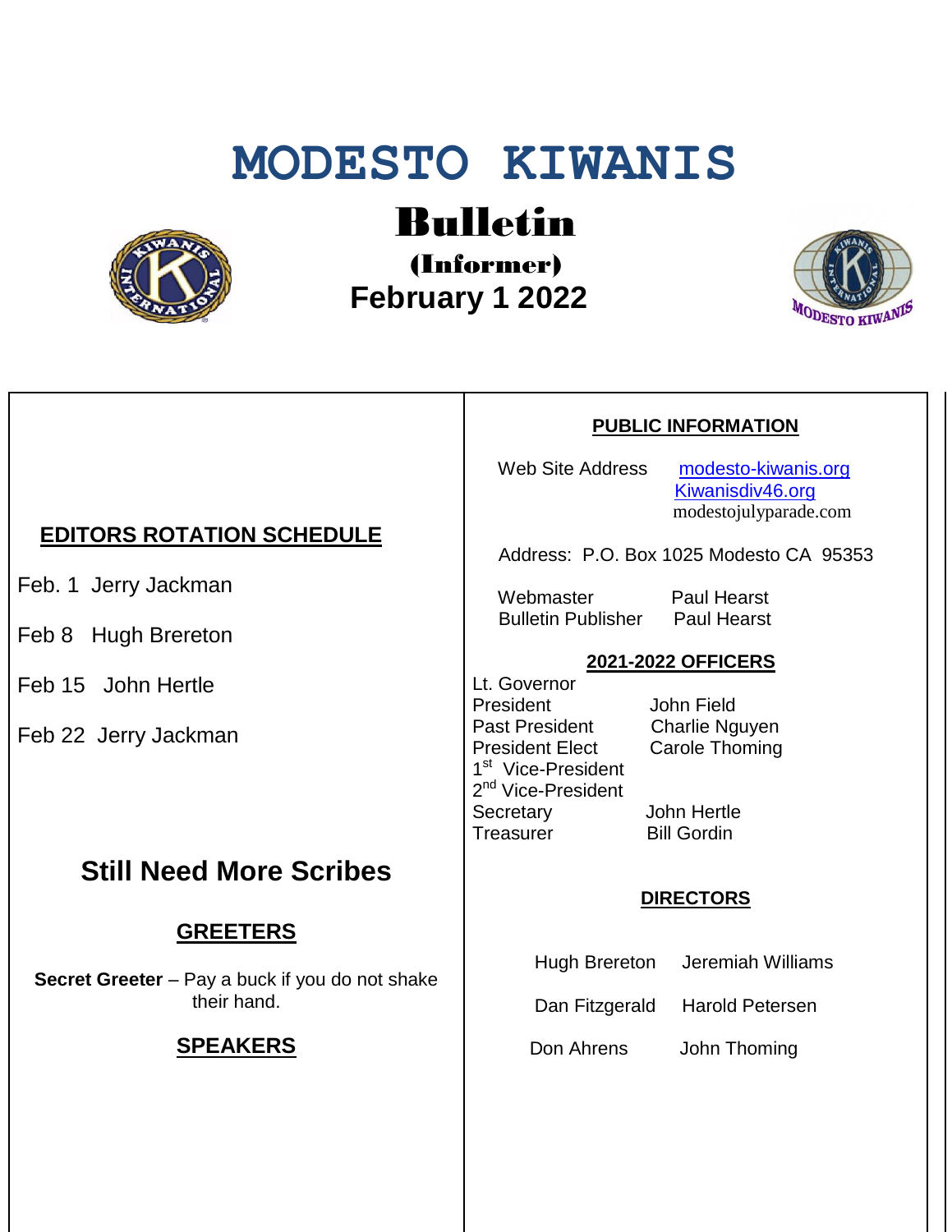# MODESTO KIWANIS

## Bulletin

### (Informer)

### February 1 2022

## EDITORS ROTATION SCHEDULE

Feb. 1 Jerry Jackman

Feb 8 Hugh Brereton

Feb 15 John Hertle

Feb 22 Jerry Jackman

## Still Need More Scribes

### GREETERS

**Secret Greeter** – Pay a buck if you do not shake their hand.

### SPEAKERS

### PUBLIC INFORMATION

Web Site Address modesto-kiwanis.org
Kiwanisdiv46.org
modestojulyparade.com

Address: P.O. Box 1025 Modesto CA 95353

Webmaster Paul Hearst
Bulletin Publisher Paul Hearst

### 2021-2022 OFFICERS

| | |
|---|---|
| Lt. Governor | |
| President | John Field |
| Past President | Charlie Nguyen |
| President Elect | Carole Thoming |
| 1st Vice-President | |
| 2nd Vice-President | |
| Secretary | John Hertle |
| Treasurer | Bill Gordin |

### DIRECTORS

| | |
|---|---|
| Hugh Brereton | Jeremiah Williams |
| Dan Fitzgerald | Harold Petersen |
| Don Ahrens | John Thoming |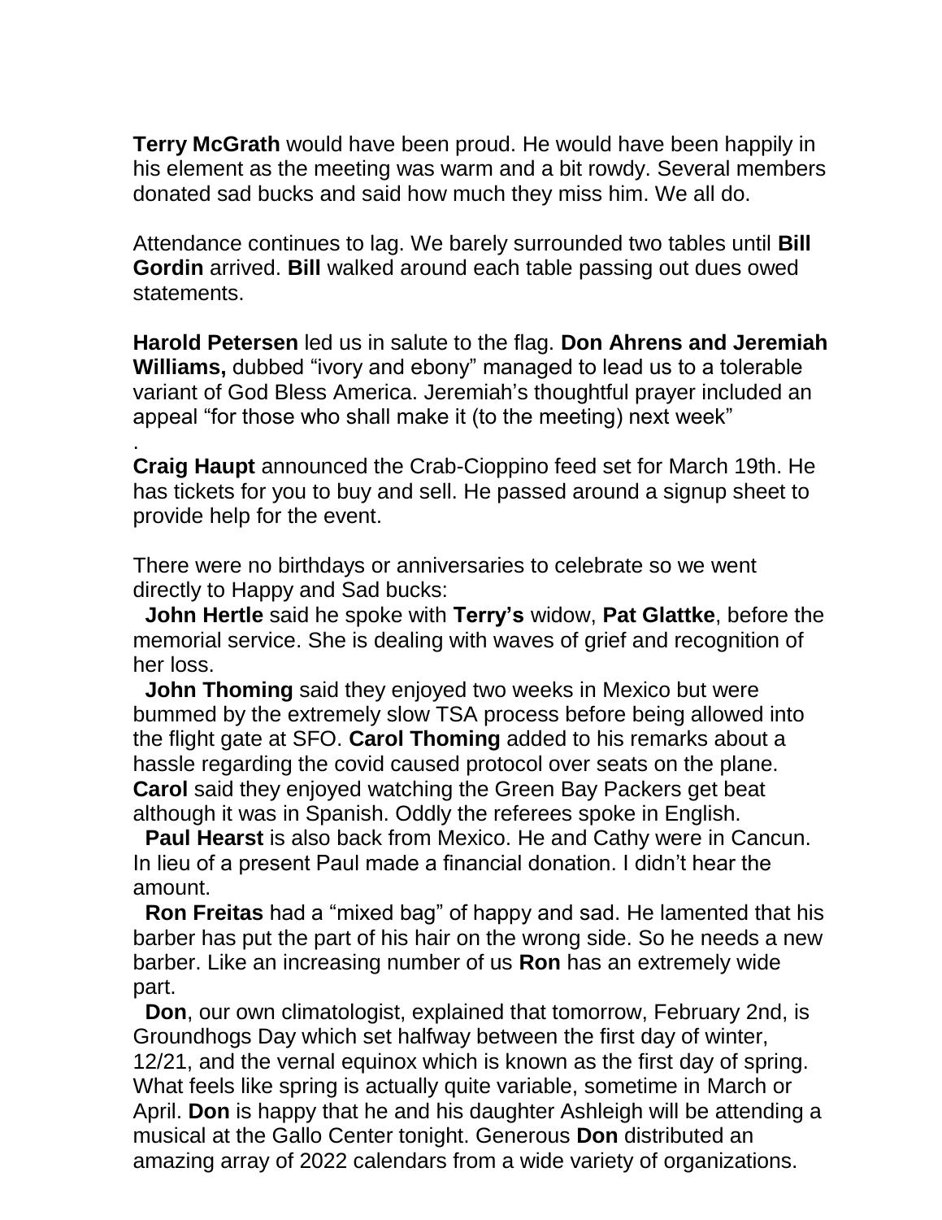**Terry McGrath** would have been proud. He would have been happily in his element as the meeting was warm and a bit rowdy. Several members donated sad bucks and said how much they miss him. We all do.

Attendance continues to lag. We barely surrounded two tables until **Bill Gordin** arrived. **Bill** walked around each table passing out dues owed statements.

**Harold Petersen** led us in salute to the flag. **Don Ahrens and Jeremiah Williams,** dubbed “ivory and ebony” managed to lead us to a tolerable variant of God Bless America. Jeremiah’s thoughtful prayer included an appeal “for those who shall make it (to the meeting) next week”

.

**Craig Haupt** announced the Crab-Cioppino feed set for March 19th. He has tickets for you to buy and sell. He passed around a signup sheet to provide help for the event.

There were no birthdays or anniversaries to celebrate so we went directly to Happy and Sad bucks:

**John Hertle** said he spoke with **Terry’s** widow, **Pat Glattke**, before the memorial service. She is dealing with waves of grief and recognition of her loss.

**John Thoming** said they enjoyed two weeks in Mexico but were bummed by the extremely slow TSA process before being allowed into the flight gate at SFO. **Carol Thoming** added to his remarks about a hassle regarding the covid caused protocol over seats on the plane. **Carol** said they enjoyed watching the Green Bay Packers get beat although it was in Spanish. Oddly the referees spoke in English.

**Paul Hearst** is also back from Mexico. He and Cathy were in Cancun. In lieu of a present Paul made a financial donation. I didn’t hear the amount.

**Ron Freitas** had a “mixed bag” of happy and sad. He lamented that his barber has put the part of his hair on the wrong side. So he needs a new barber. Like an increasing number of us **Ron** has an extremely wide part.

**Don**, our own climatologist, explained that tomorrow, February 2nd, is Groundhogs Day which set halfway between the first day of winter, 12/21, and the vernal equinox which is known as the first day of spring. What feels like spring is actually quite variable, sometime in March or April. **Don** is happy that he and his daughter Ashleigh will be attending a musical at the Gallo Center tonight. Generous **Don** distributed an amazing array of 2022 calendars from a wide variety of organizations.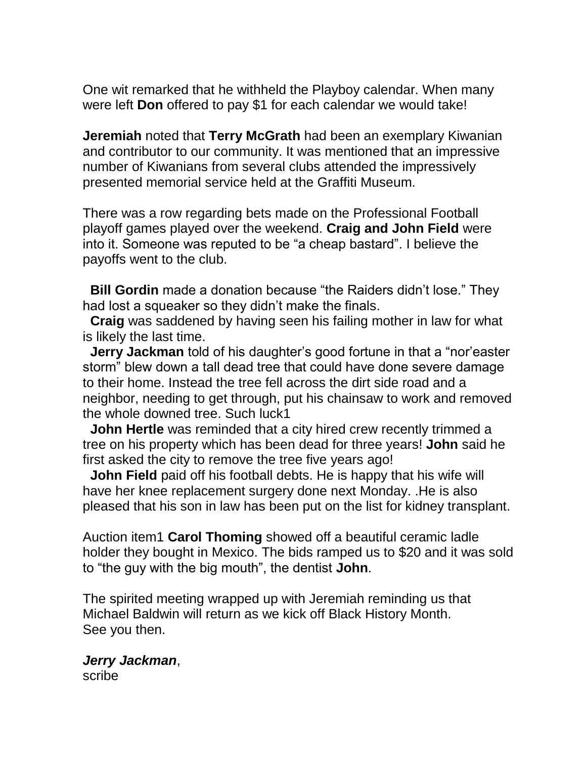One wit remarked that he withheld the Playboy calendar. When many were left **Don** offered to pay $1 for each calendar we would take!

**Jeremiah** noted that **Terry McGrath** had been an exemplary Kiwanian and contributor to our community. It was mentioned that an impressive number of Kiwanians from several clubs attended the impressively presented memorial service held at the Graffiti Museum.

There was a row regarding bets made on the Professional Football playoff games played over the weekend. **Craig and John Field** were into it. Someone was reputed to be "a cheap bastard". I believe the payoffs went to the club.

**Bill Gordin** made a donation because "the Raiders didn't lose." They had lost a squeaker so they didn't make the finals.

**Craig** was saddened by having seen his failing mother in law for what is likely the last time.

**Jerry Jackman** told of his daughter's good fortune in that a "nor'easter storm" blew down a tall dead tree that could have done severe damage to their home. Instead the tree fell across the dirt side road and a neighbor, needing to get through, put his chainsaw to work and removed the whole downed tree. Such luck1

**John Hertle** was reminded that a city hired crew recently trimmed a tree on his property which has been dead for three years! **John** said he first asked the city to remove the tree five years ago!

**John Field** paid off his football debts. He is happy that his wife will have her knee replacement surgery done next Monday. .He is also pleased that his son in law has been put on the list for kidney transplant.

Auction item1 **Carol Thoming** showed off a beautiful ceramic ladle holder they bought in Mexico. The bids ramped us to $20 and it was sold to "the guy with the big mouth", the dentist **John**.

The spirited meeting wrapped up with Jeremiah reminding us that Michael Baldwin will return as we kick off Black History Month.
See you then.

***Jerry Jackman***,
scribe